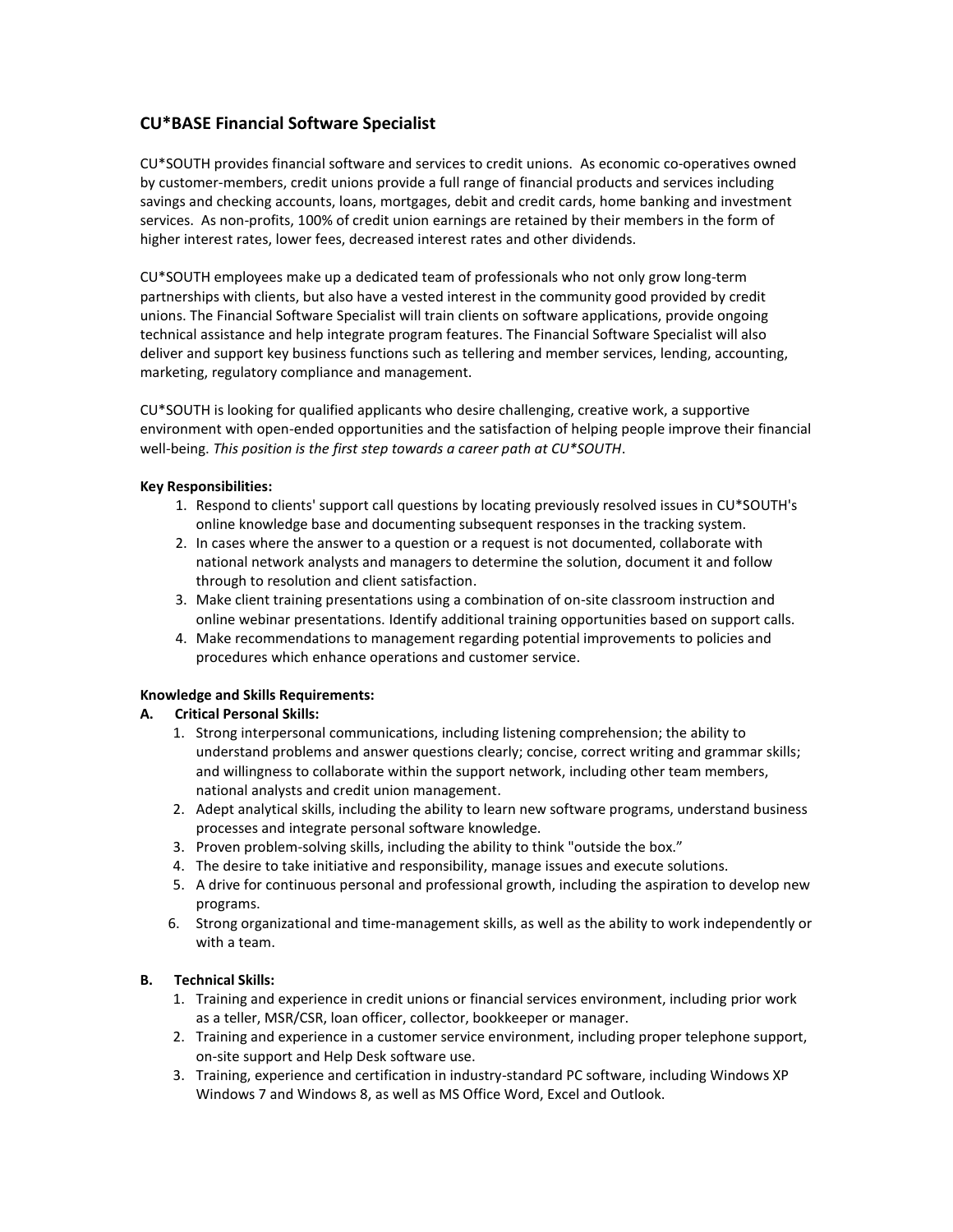## CU*BASE Financial Software Specialist

CU*SOUTH provides financial software and services to credit unions. As economic co-operatives owned by customer-members, credit unions provide a full range of financial products and services including savings and checking accounts, loans, mortgages, debit and credit cards, home banking and investment services. As non-profits, 100% of credit union earnings are retained by their members in the form of higher interest rates, lower fees, decreased interest rates and other dividends.

CU*SOUTH employees make up a dedicated team of professionals who not only grow long-term partnerships with clients, but also have a vested interest in the community good provided by credit unions. The Financial Software Specialist will train clients on software applications, provide ongoing technical assistance and help integrate program features. The Financial Software Specialist will also deliver and support key business functions such as tellering and member services, lending, accounting, marketing, regulatory compliance and management.

CU*SOUTH is looking for qualified applicants who desire challenging, creative work, a supportive environment with open-ended opportunities and the satisfaction of helping people improve their financial well-being. *This position is the first step towards a career path at CU*SOUTH*.

**Key Responsibilities:**

1. Respond to clients' support call questions by locating previously resolved issues in CU*SOUTH's online knowledge base and documenting subsequent responses in the tracking system.
2. In cases where the answer to a question or a request is not documented, collaborate with national network analysts and managers to determine the solution, document it and follow through to resolution and client satisfaction.
3. Make client training presentations using a combination of on-site classroom instruction and online webinar presentations. Identify additional training opportunities based on support calls.
4. Make recommendations to management regarding potential improvements to policies and procedures which enhance operations and customer service.

**Knowledge and Skills Requirements:**

**A. Critical Personal Skills:**

1. Strong interpersonal communications, including listening comprehension; the ability to understand problems and answer questions clearly; concise, correct writing and grammar skills; and willingness to collaborate within the support network, including other team members, national analysts and credit union management.
2. Adept analytical skills, including the ability to learn new software programs, understand business processes and integrate personal software knowledge.
3. Proven problem-solving skills, including the ability to think "outside the box."
4. The desire to take initiative and responsibility, manage issues and execute solutions.
5. A drive for continuous personal and professional growth, including the aspiration to develop new programs.
6. Strong organizational and time-management skills, as well as the ability to work independently or with a team.

**B. Technical Skills:**

1. Training and experience in credit unions or financial services environment, including prior work as a teller, MSR/CSR, loan officer, collector, bookkeeper or manager.
2. Training and experience in a customer service environment, including proper telephone support, on-site support and Help Desk software use.
3. Training, experience and certification in industry-standard PC software, including Windows XP Windows 7 and Windows 8, as well as MS Office Word, Excel and Outlook.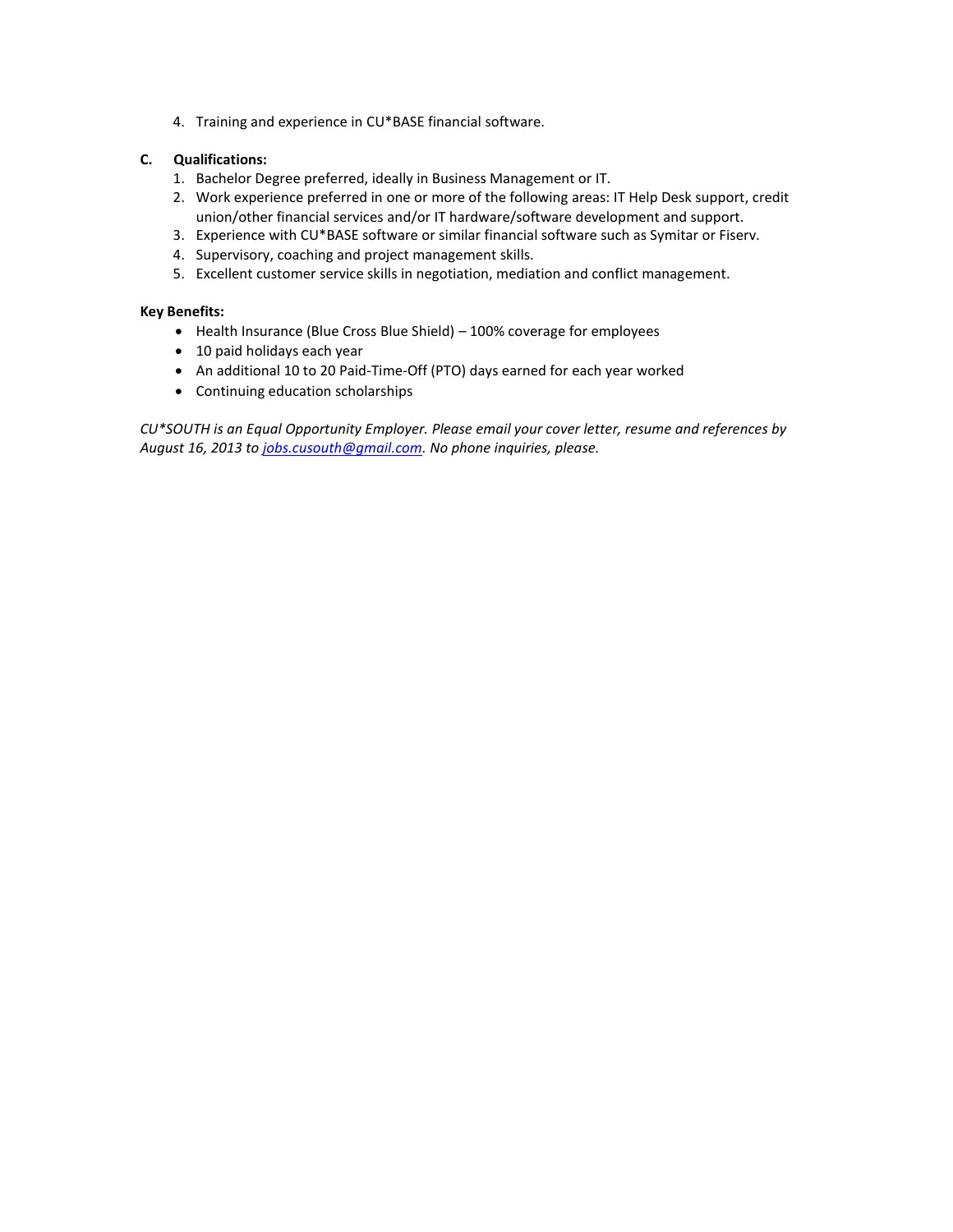4. Training and experience in CU*BASE financial software.

**C. Qualifications:**

1. Bachelor Degree preferred, ideally in Business Management or IT.
2. Work experience preferred in one or more of the following areas: IT Help Desk support, credit union/other financial services and/or IT hardware/software development and support.
3. Experience with CU*BASE software or similar financial software such as Symitar or Fiserv.
4. Supervisory, coaching and project management skills.
5. Excellent customer service skills in negotiation, mediation and conflict management.

**Key Benefits:**

- Health Insurance (Blue Cross Blue Shield) – 100% coverage for employees
- 10 paid holidays each year
- An additional 10 to 20 Paid-Time-Off (PTO) days earned for each year worked
- Continuing education scholarships

*CU*SOUTH is an Equal Opportunity Employer. Please email your cover letter, resume and references by August 16, 2013 to [jobs.cusouth@gmail.com](mailto:jobs.cusouth@gmail.com). No phone inquiries, please.*